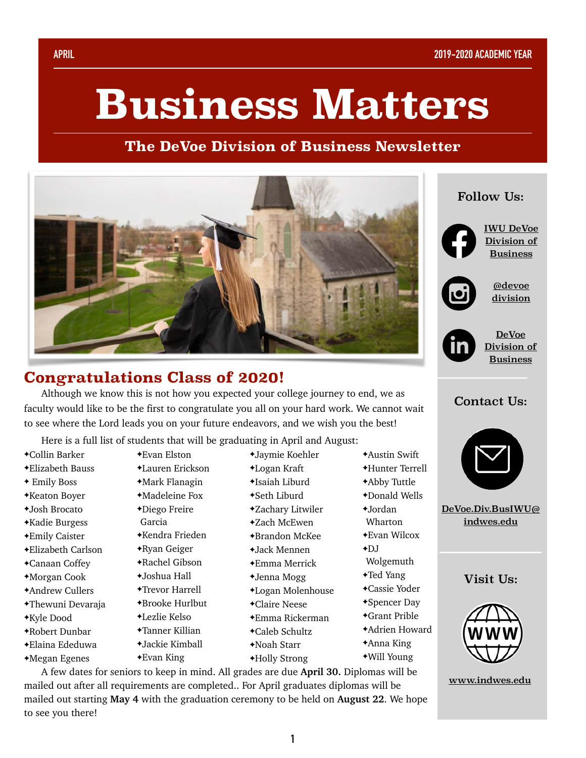APRIL — 2019-2020 ACADEMIC YEAR

# Business Matters

## The DeVoe Division of Business Newsletter

## Congratulations Class of 2020!

Although we know this is not how you expected your college journey to end, we as faculty would like to be the first to congratulate you all on your hard work. We cannot wait to see where the Lord leads you on your future endeavors, and we wish you the best!

Here is a full list of students that will be graduating in April and August:

- Collin Barker
- Elizabeth Bauss
- Emily Boss
- Keaton Boyer
- Josh Brocato
- Kadie Burgess
- Emily Caister
- Elizabeth Carlson
- Canaan Coffey
- Morgan Cook
- Andrew Cullers
- Thewuni Devaraja
- Kyle Dood
- Robert Dunbar
- Elaina Ededuwa
- Megan Egenes
- Evan Elston
- Lauren Erickson
- Mark Flanagin
- Madeleine Fox
- Diego Freire Garcia
- Kendra Frieden
- Ryan Geiger
- Rachel Gibson
- Joshua Hall
- Trevor Harrell
- Brooke Hurlbut
- Lezlie Kelso
- Tanner Killian
- Jackie Kimball
- Evan King
- Jaymie Koehler
- Logan Kraft
- Isaiah Liburd
- Seth Liburd
- Zachary Litwiler
- Zach McEwen
- Brandon McKee
- Jack Mennen
- Emma Merrick
- Jenna Mogg
- Logan Molenhouse
- Claire Neese
- Emma Rickerman
- Caleb Schultz
- Noah Starr
- Holly Strong
- Austin Swift
- Hunter Terrell
- Abby Tuttle
- Donald Wells
- Jordan Wharton
- Evan Wilcox
- DJ Wolgemuth
- Ted Yang
- Cassie Yoder
- Spencer Day
- Grant Prible
- Adrien Howard
- Anna King
- Will Young

A few dates for seniors to keep in mind. All grades are due **April 30.** Diplomas will be mailed out after all requirements are completed.. For April graduates diplomas will be mailed out starting **May 4** with the graduation ceremony to be held on **August 22**. We hope to see you there!

### Follow Us:

- IWU DeVoe Division of Business
- @devoe division
- DeVoe Division of Business

### Contact Us:

DeVoe.Div.BusIWU@indwes.edu

### Visit Us:

www.indwes.edu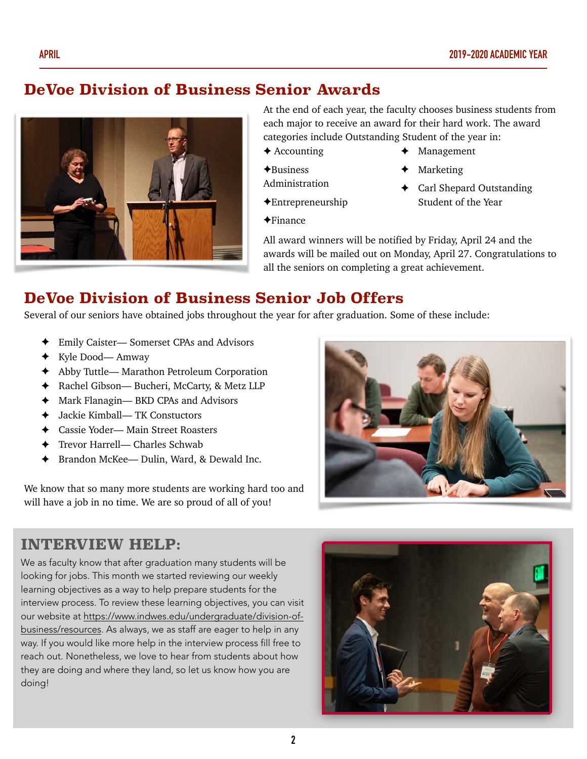## DeVoe Division of Business Senior Awards

At the end of each year, the faculty chooses business students from each major to receive an award for their hard work. The award categories include Outstanding Student of the year in:

- Accounting
- Business Administration
- Entrepreneurship
- Finance
- Management
- Marketing
- Carl Shepard Outstanding Student of the Year

All award winners will be notified by Friday, April 24 and the awards will be mailed out on Monday, April 27. Congratulations to all the seniors on completing a great achievement.

## DeVoe Division of Business Senior Job Offers

Several of our seniors have obtained jobs throughout the year for after graduation. Some of these include:

- Emily Caister— Somerset CPAs and Advisors
- Kyle Dood— Amway
- Abby Tuttle— Marathon Petroleum Corporation
- Rachel Gibson— Bucheri, McCarty, & Metz LLP
- Mark Flanagin— BKD CPAs and Advisors
- Jackie Kimball— TK Constuctors
- Cassie Yoder— Main Street Roasters
- Trevor Harrell— Charles Schwab
- Brandon McKee— Dulin, Ward, & Dewald Inc.

We know that so many more students are working hard too and will have a job in no time. We are so proud of all of you!

## INTERVIEW HELP:

We as faculty know that after graduation many students will be looking for jobs. This month we started reviewing our weekly learning objectives as a way to help prepare students for the interview process. To review these learning objectives, you can visit our website at https://www.indwes.edu/undergraduate/division-of-business/resources. As always, we as staff are eager to help in any way. If you would like more help in the interview process fill free to reach out. Nonetheless, we love to hear from students about how they are doing and where they land, so let us know how you are doing!